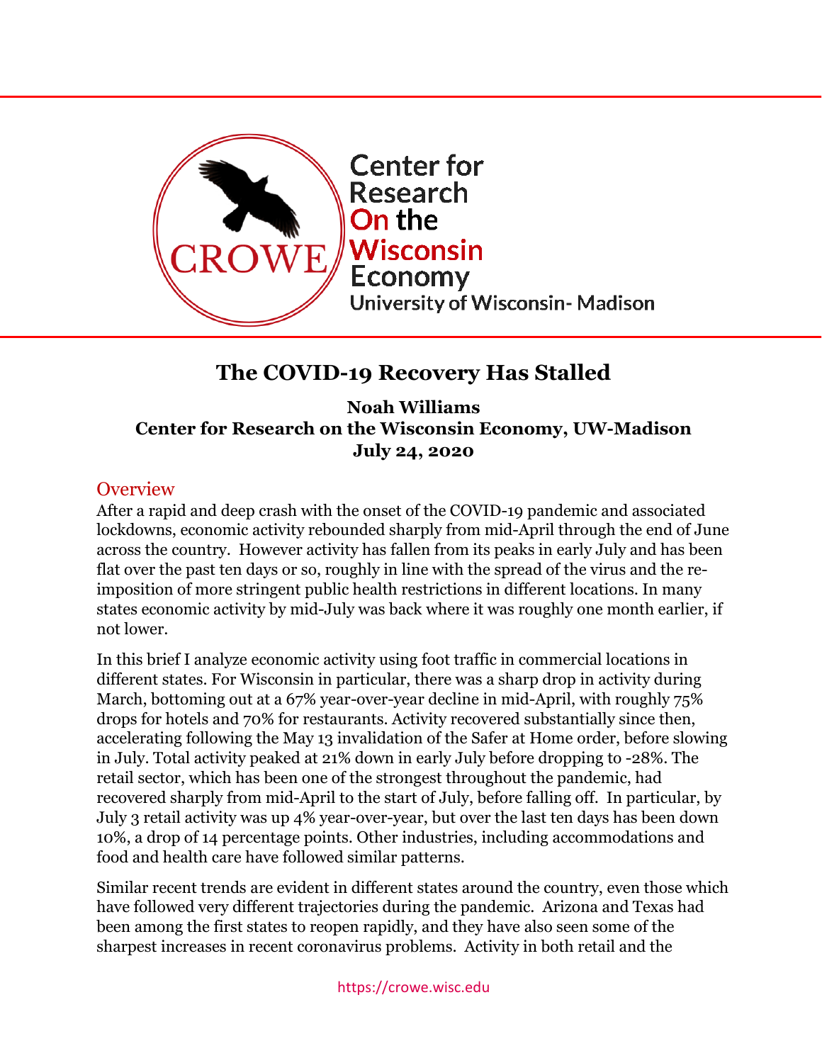Center for Research On the Wisconsin Economy
University of Wisconsin- Madison

# The COVID-19 Recovery Has Stalled

**Noah Williams**
**Center for Research on the Wisconsin Economy, UW-Madison**
**July 24, 2020**

## Overview

After a rapid and deep crash with the onset of the COVID-19 pandemic and associated lockdowns, economic activity rebounded sharply from mid-April through the end of June across the country. However activity has fallen from its peaks in early July and has been flat over the past ten days or so, roughly in line with the spread of the virus and the re-imposition of more stringent public health restrictions in different locations. In many states economic activity by mid-July was back where it was roughly one month earlier, if not lower.

In this brief I analyze economic activity using foot traffic in commercial locations in different states. For Wisconsin in particular, there was a sharp drop in activity during March, bottoming out at a 67% year-over-year decline in mid-April, with roughly 75% drops for hotels and 70% for restaurants. Activity recovered substantially since then, accelerating following the May 13 invalidation of the Safer at Home order, before slowing in July. Total activity peaked at 21% down in early July before dropping to -28%. The retail sector, which has been one of the strongest throughout the pandemic, had recovered sharply from mid-April to the start of July, before falling off. In particular, by July 3 retail activity was up 4% year-over-year, but over the last ten days has been down 10%, a drop of 14 percentage points. Other industries, including accommodations and food and health care have followed similar patterns.

Similar recent trends are evident in different states around the country, even those which have followed very different trajectories during the pandemic. Arizona and Texas had been among the first states to reopen rapidly, and they have also seen some of the sharpest increases in recent coronavirus problems. Activity in both retail and the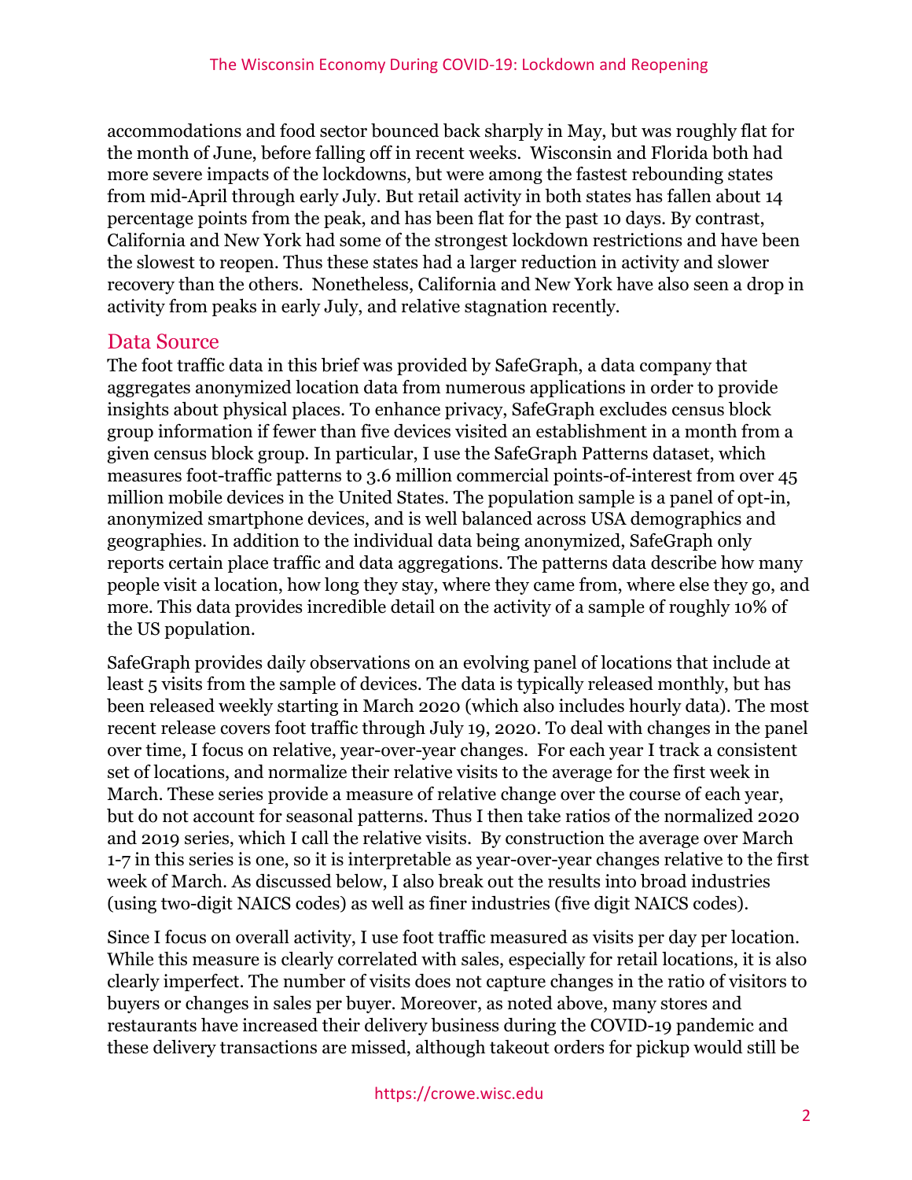accommodations and food sector bounced back sharply in May, but was roughly flat for the month of June, before falling off in recent weeks. Wisconsin and Florida both had more severe impacts of the lockdowns, but were among the fastest rebounding states from mid-April through early July. But retail activity in both states has fallen about 14 percentage points from the peak, and has been flat for the past 10 days. By contrast, California and New York had some of the strongest lockdown restrictions and have been the slowest to reopen. Thus these states had a larger reduction in activity and slower recovery than the others. Nonetheless, California and New York have also seen a drop in activity from peaks in early July, and relative stagnation recently.

## Data Source

The foot traffic data in this brief was provided by SafeGraph, a data company that aggregates anonymized location data from numerous applications in order to provide insights about physical places. To enhance privacy, SafeGraph excludes census block group information if fewer than five devices visited an establishment in a month from a given census block group. In particular, I use the SafeGraph Patterns dataset, which measures foot-traffic patterns to 3.6 million commercial points-of-interest from over 45 million mobile devices in the United States. The population sample is a panel of opt-in, anonymized smartphone devices, and is well balanced across USA demographics and geographies. In addition to the individual data being anonymized, SafeGraph only reports certain place traffic and data aggregations. The patterns data describe how many people visit a location, how long they stay, where they came from, where else they go, and more. This data provides incredible detail on the activity of a sample of roughly 10% of the US population.

SafeGraph provides daily observations on an evolving panel of locations that include at least 5 visits from the sample of devices. The data is typically released monthly, but has been released weekly starting in March 2020 (which also includes hourly data). The most recent release covers foot traffic through July 19, 2020. To deal with changes in the panel over time, I focus on relative, year-over-year changes. For each year I track a consistent set of locations, and normalize their relative visits to the average for the first week in March. These series provide a measure of relative change over the course of each year, but do not account for seasonal patterns. Thus I then take ratios of the normalized 2020 and 2019 series, which I call the relative visits. By construction the average over March 1-7 in this series is one, so it is interpretable as year-over-year changes relative to the first week of March. As discussed below, I also break out the results into broad industries (using two-digit NAICS codes) as well as finer industries (five digit NAICS codes).

Since I focus on overall activity, I use foot traffic measured as visits per day per location. While this measure is clearly correlated with sales, especially for retail locations, it is also clearly imperfect. The number of visits does not capture changes in the ratio of visitors to buyers or changes in sales per buyer. Moreover, as noted above, many stores and restaurants have increased their delivery business during the COVID-19 pandemic and these delivery transactions are missed, although takeout orders for pickup would still be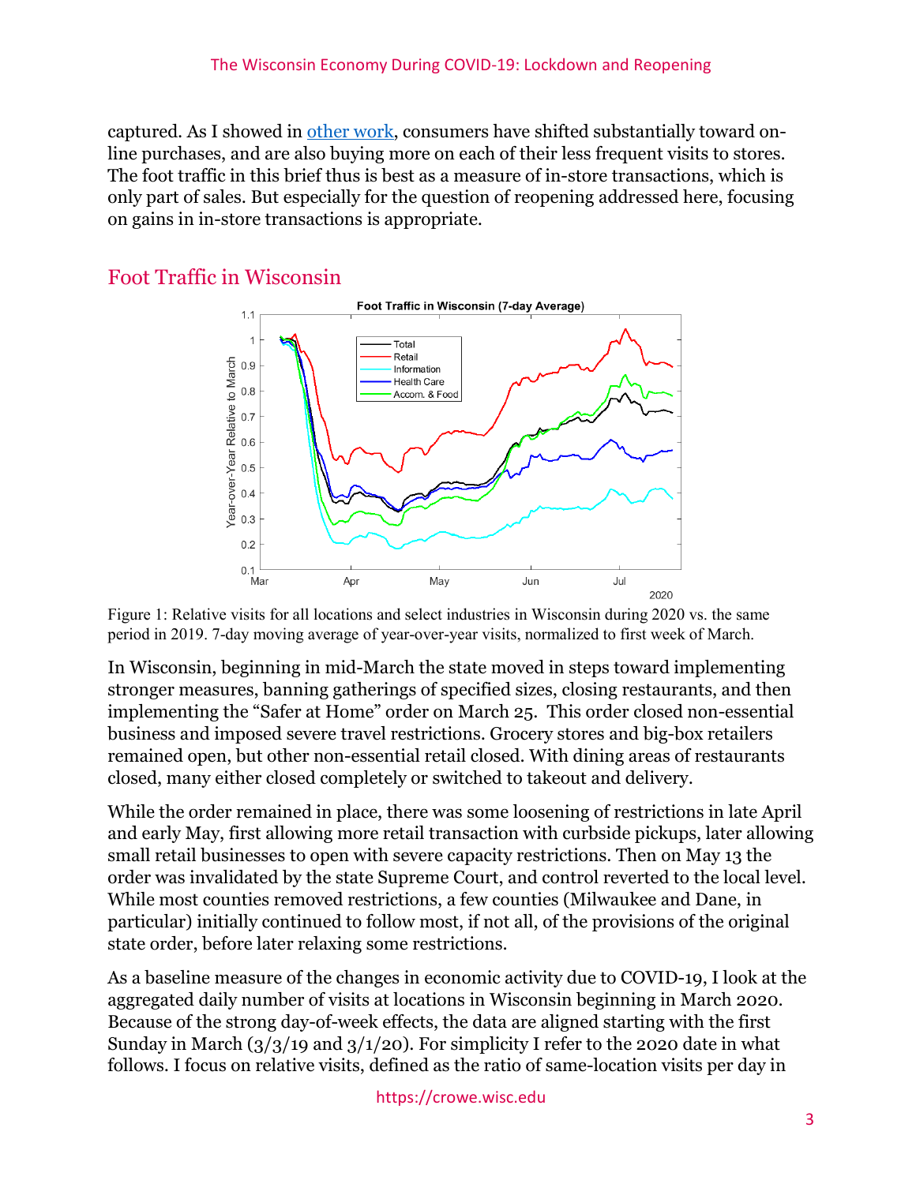captured. As I showed in [other work](), consumers have shifted substantially toward on-line purchases, and are also buying more on each of their less frequent visits to stores. The foot traffic in this brief thus is best as a measure of in-store transactions, which is only part of sales. But especially for the question of reopening addressed here, focusing on gains in in-store transactions is appropriate.

## Foot Traffic in Wisconsin

Figure 1: Relative visits for all locations and select industries in Wisconsin during 2020 vs. the same period in 2019. 7-day moving average of year-over-year visits, normalized to first week of March.

In Wisconsin, beginning in mid-March the state moved in steps toward implementing stronger measures, banning gatherings of specified sizes, closing restaurants, and then implementing the "Safer at Home" order on March 25. This order closed non-essential business and imposed severe travel restrictions. Grocery stores and big-box retailers remained open, but other non-essential retail closed. With dining areas of restaurants closed, many either closed completely or switched to takeout and delivery.

While the order remained in place, there was some loosening of restrictions in late April and early May, first allowing more retail transaction with curbside pickups, later allowing small retail businesses to open with severe capacity restrictions. Then on May 13 the order was invalidated by the state Supreme Court, and control reverted to the local level. While most counties removed restrictions, a few counties (Milwaukee and Dane, in particular) initially continued to follow most, if not all, of the provisions of the original state order, before later relaxing some restrictions.

As a baseline measure of the changes in economic activity due to COVID-19, I look at the aggregated daily number of visits at locations in Wisconsin beginning in March 2020. Because of the strong day-of-week effects, the data are aligned starting with the first Sunday in March (3/3/19 and 3/1/20). For simplicity I refer to the 2020 date in what follows. I focus on relative visits, defined as the ratio of same-location visits per day in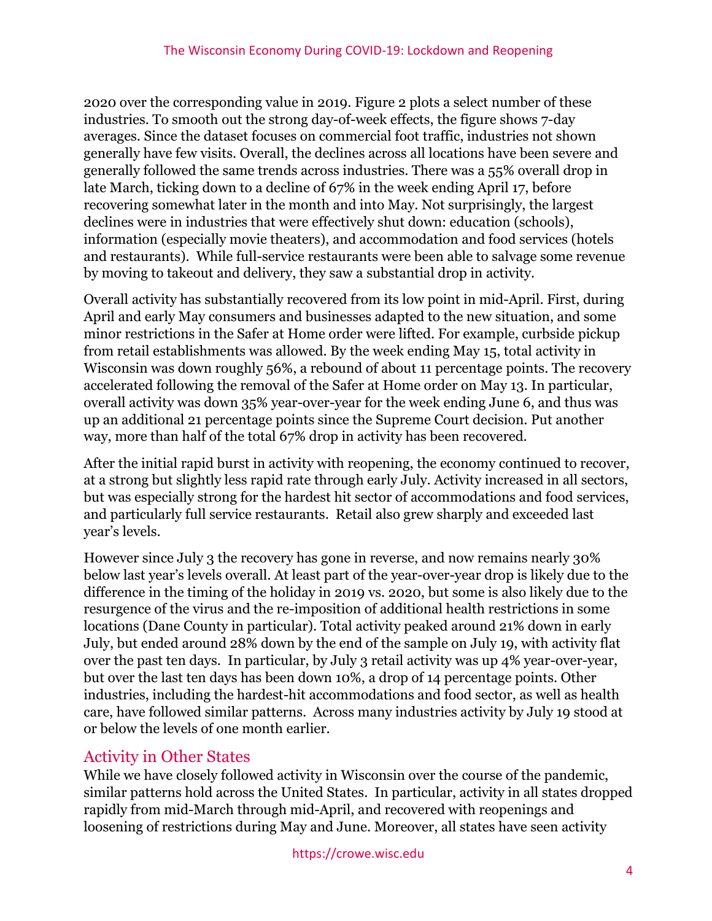2020 over the corresponding value in 2019. Figure 2 plots a select number of these industries. To smooth out the strong day-of-week effects, the figure shows 7-day averages. Since the dataset focuses on commercial foot traffic, industries not shown generally have few visits. Overall, the declines across all locations have been severe and generally followed the same trends across industries. There was a 55% overall drop in late March, ticking down to a decline of 67% in the week ending April 17, before recovering somewhat later in the month and into May. Not surprisingly, the largest declines were in industries that were effectively shut down: education (schools), information (especially movie theaters), and accommodation and food services (hotels and restaurants). While full-service restaurants were been able to salvage some revenue by moving to takeout and delivery, they saw a substantial drop in activity.

Overall activity has substantially recovered from its low point in mid-April. First, during April and early May consumers and businesses adapted to the new situation, and some minor restrictions in the Safer at Home order were lifted. For example, curbside pickup from retail establishments was allowed. By the week ending May 15, total activity in Wisconsin was down roughly 56%, a rebound of about 11 percentage points. The recovery accelerated following the removal of the Safer at Home order on May 13. In particular, overall activity was down 35% year-over-year for the week ending June 6, and thus was up an additional 21 percentage points since the Supreme Court decision. Put another way, more than half of the total 67% drop in activity has been recovered.

After the initial rapid burst in activity with reopening, the economy continued to recover, at a strong but slightly less rapid rate through early July. Activity increased in all sectors, but was especially strong for the hardest hit sector of accommodations and food services, and particularly full service restaurants. Retail also grew sharply and exceeded last year's levels.

However since July 3 the recovery has gone in reverse, and now remains nearly 30% below last year's levels overall. At least part of the year-over-year drop is likely due to the difference in the timing of the holiday in 2019 vs. 2020, but some is also likely due to the resurgence of the virus and the re-imposition of additional health restrictions in some locations (Dane County in particular). Total activity peaked around 21% down in early July, but ended around 28% down by the end of the sample on July 19, with activity flat over the past ten days. In particular, by July 3 retail activity was up 4% year-over-year, but over the last ten days has been down 10%, a drop of 14 percentage points. Other industries, including the hardest-hit accommodations and food sector, as well as health care, have followed similar patterns. Across many industries activity by July 19 stood at or below the levels of one month earlier.

## Activity in Other States

While we have closely followed activity in Wisconsin over the course of the pandemic, similar patterns hold across the United States. In particular, activity in all states dropped rapidly from mid-March through mid-April, and recovered with reopenings and loosening of restrictions during May and June. Moreover, all states have seen activity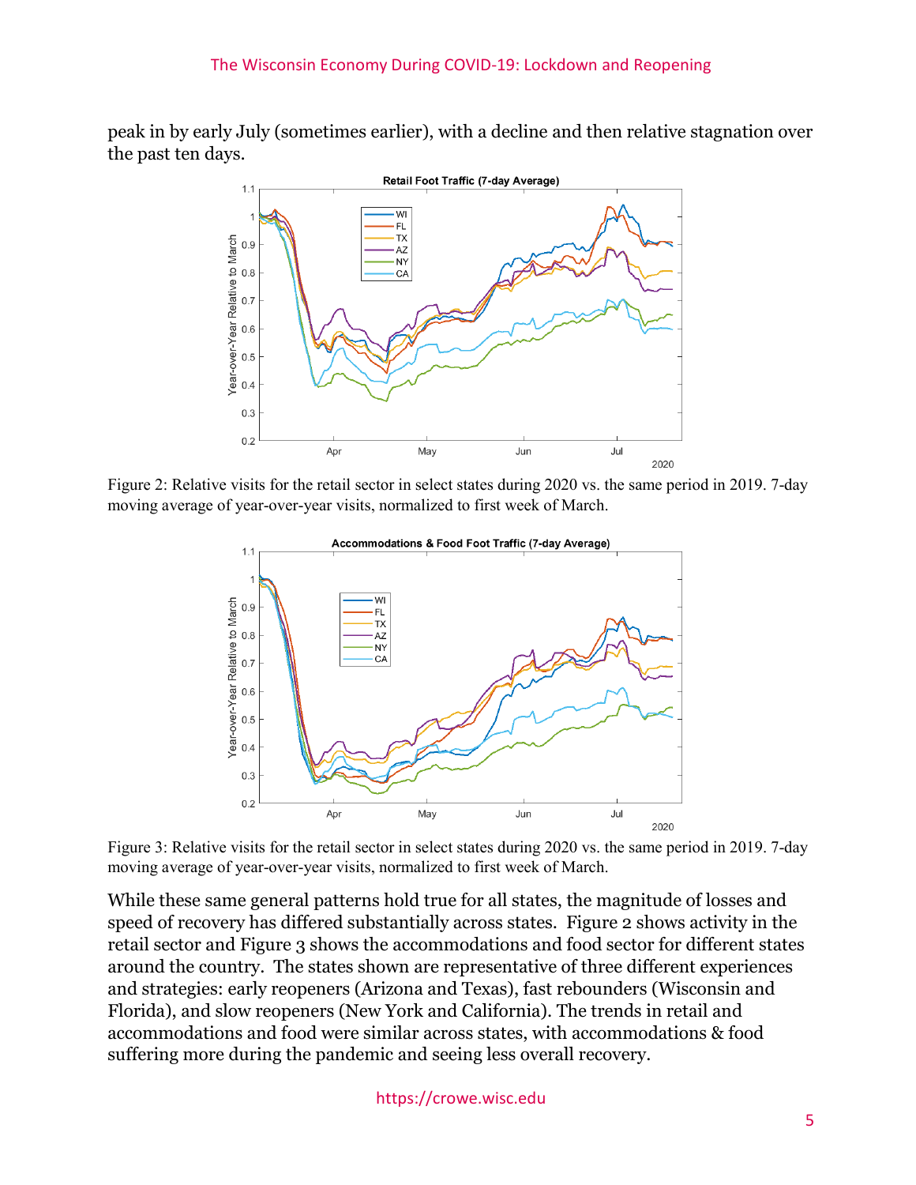peak in by early July (sometimes earlier), with a decline and then relative stagnation over the past ten days.

Figure 2: Relative visits for the retail sector in select states during 2020 vs. the same period in 2019. 7-day moving average of year-over-year visits, normalized to first week of March.

Figure 3: Relative visits for the retail sector in select states during 2020 vs. the same period in 2019. 7-day moving average of year-over-year visits, normalized to first week of March.

While these same general patterns hold true for all states, the magnitude of losses and speed of recovery has differed substantially across states. Figure 2 shows activity in the retail sector and Figure 3 shows the accommodations and food sector for different states around the country. The states shown are representative of three different experiences and strategies: early reopeners (Arizona and Texas), fast rebounders (Wisconsin and Florida), and slow reopeners (New York and California). The trends in retail and accommodations and food were similar across states, with accommodations & food suffering more during the pandemic and seeing less overall recovery.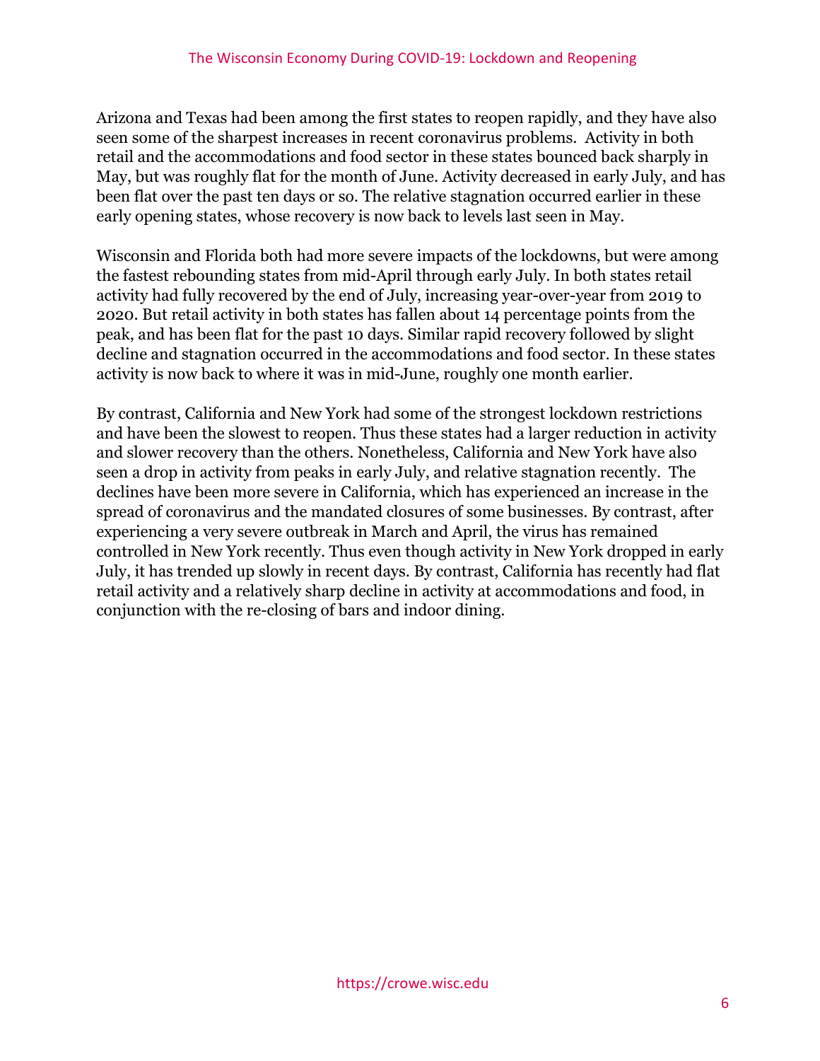Arizona and Texas had been among the first states to reopen rapidly, and they have also seen some of the sharpest increases in recent coronavirus problems. Activity in both retail and the accommodations and food sector in these states bounced back sharply in May, but was roughly flat for the month of June. Activity decreased in early July, and has been flat over the past ten days or so. The relative stagnation occurred earlier in these early opening states, whose recovery is now back to levels last seen in May.

Wisconsin and Florida both had more severe impacts of the lockdowns, but were among the fastest rebounding states from mid-April through early July. In both states retail activity had fully recovered by the end of July, increasing year-over-year from 2019 to 2020. But retail activity in both states has fallen about 14 percentage points from the peak, and has been flat for the past 10 days. Similar rapid recovery followed by slight decline and stagnation occurred in the accommodations and food sector. In these states activity is now back to where it was in mid-June, roughly one month earlier.

By contrast, California and New York had some of the strongest lockdown restrictions and have been the slowest to reopen. Thus these states had a larger reduction in activity and slower recovery than the others. Nonetheless, California and New York have also seen a drop in activity from peaks in early July, and relative stagnation recently. The declines have been more severe in California, which has experienced an increase in the spread of coronavirus and the mandated closures of some businesses. By contrast, after experiencing a very severe outbreak in March and April, the virus has remained controlled in New York recently. Thus even though activity in New York dropped in early July, it has trended up slowly in recent days. By contrast, California has recently had flat retail activity and a relatively sharp decline in activity at accommodations and food, in conjunction with the re-closing of bars and indoor dining.